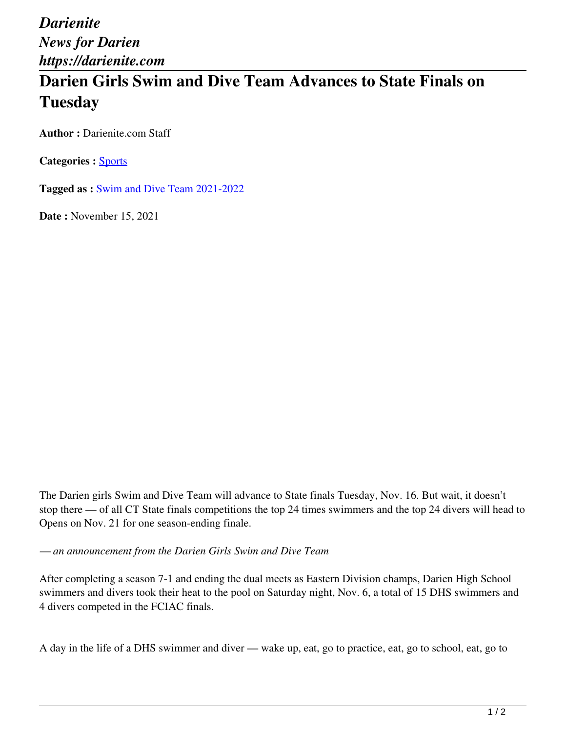*Darienite*
*News for Darien*
*https://darienite.com*

# Darien Girls Swim and Dive Team Advances to State Finals on Tuesday

**Author :** Darienite.com Staff

**Categories :** Sports

**Tagged as :** Swim and Dive Team 2021-2022

**Date :** November 15, 2021

The Darien girls Swim and Dive Team will advance to State finals Tuesday, Nov. 16. But wait, it doesn't stop there — of all CT State finals competitions the top 24 times swimmers and the top 24 divers will head to Opens on Nov. 21 for one season-ending finale.

*— an announcement from the Darien Girls Swim and Dive Team*

After completing a season 7-1 and ending the dual meets as Eastern Division champs, Darien High School swimmers and divers took their heat to the pool on Saturday night, Nov. 6, a total of 15 DHS swimmers and 4 divers competed in the FCIAC finals.

A day in the life of a DHS swimmer and diver — wake up, eat, go to practice, eat, go to school, eat, go to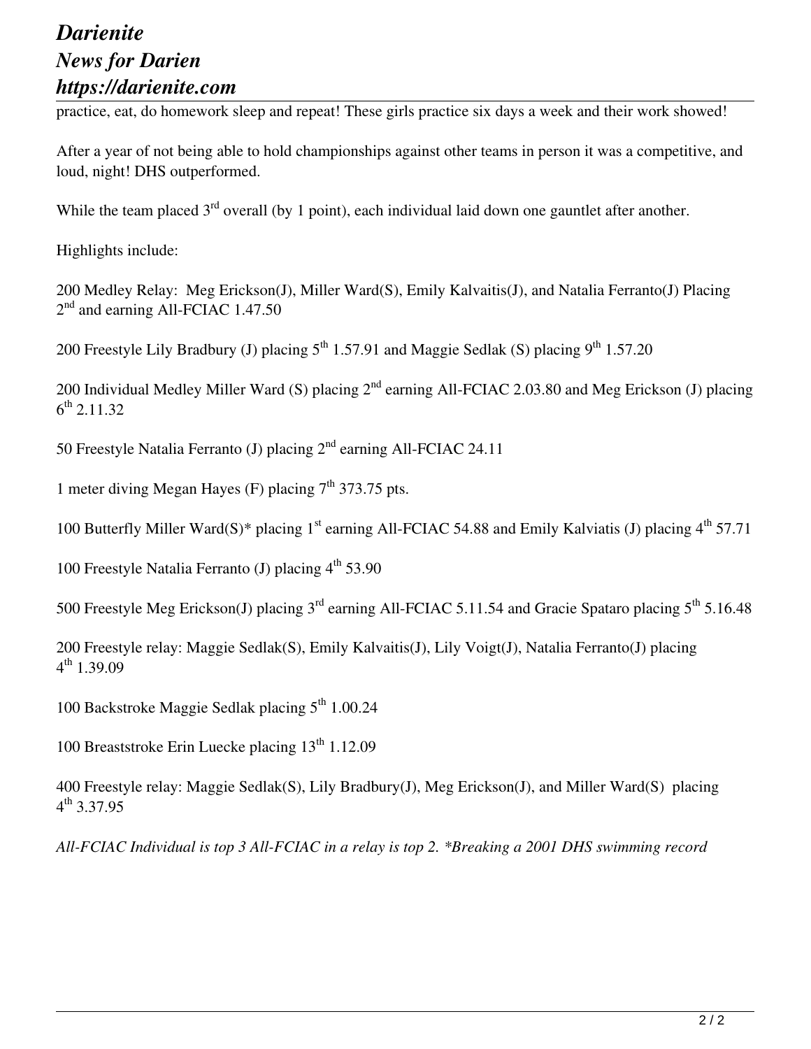practice, eat, do homework sleep and repeat! These girls practice six days a week and their work showed!

After a year of not being able to hold championships against other teams in person it was a competitive, and loud, night! DHS outperformed.

While the team placed 3rd overall (by 1 point), each individual laid down one gauntlet after another.

Highlights include:

200 Medley Relay: Meg Erickson(J), Miller Ward(S), Emily Kalvaitis(J), and Natalia Ferranto(J) Placing 2nd and earning All-FCIAC 1.47.50

200 Freestyle Lily Bradbury (J) placing 5th 1.57.91 and Maggie Sedlak (S) placing 9th 1.57.20

200 Individual Medley Miller Ward (S) placing 2nd earning All-FCIAC 2.03.80 and Meg Erickson (J) placing 6th 2.11.32

50 Freestyle Natalia Ferranto (J) placing 2nd earning All-FCIAC 24.11

1 meter diving Megan Hayes (F) placing 7th 373.75 pts.

100 Butterfly Miller Ward(S)* placing 1st earning All-FCIAC 54.88 and Emily Kalviatis (J) placing 4th 57.71

100 Freestyle Natalia Ferranto (J) placing 4th 53.90

500 Freestyle Meg Erickson(J) placing 3rd earning All-FCIAC 5.11.54 and Gracie Spataro placing 5th 5.16.48

200 Freestyle relay: Maggie Sedlak(S), Emily Kalvaitis(J), Lily Voigt(J), Natalia Ferranto(J) placing 4th 1.39.09

100 Backstroke Maggie Sedlak placing 5th 1.00.24

100 Breaststroke Erin Luecke placing 13th 1.12.09

400 Freestyle relay: Maggie Sedlak(S), Lily Bradbury(J), Meg Erickson(J), and Miller Ward(S) placing 4th 3.37.95

*All-FCIAC Individual is top 3 All-FCIAC in a relay is top 2. *Breaking a 2001 DHS swimming record*